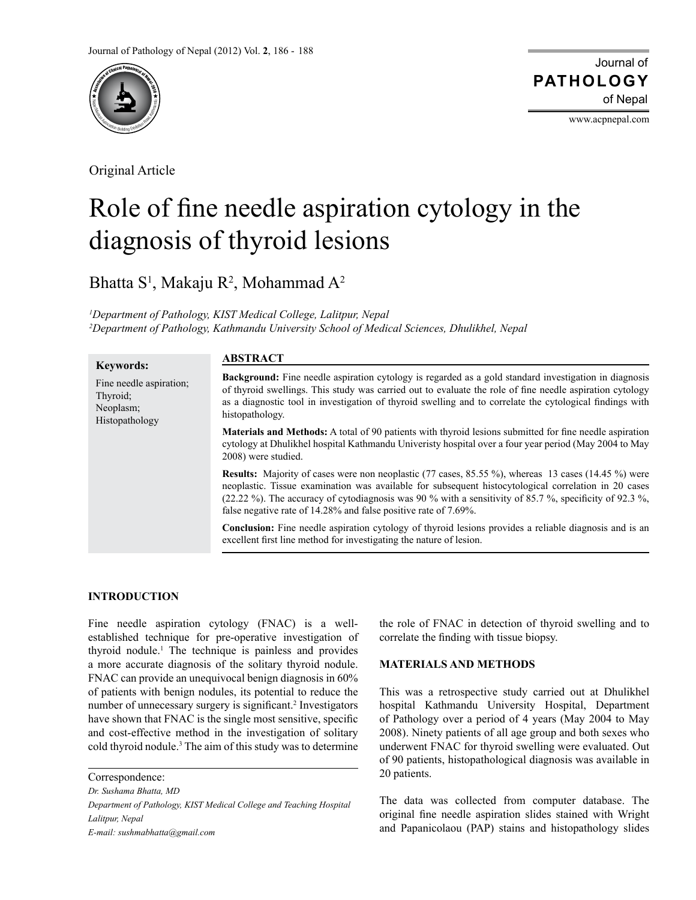Original Article

# Role of fine needle aspiration cytology in the diagnosis of thyroid lesions

Bhatta S[1], Makaju R[2], Mohammad A[2]

*[1]Department of Pathology, KIST Medical College, Lalitpur, Nepal*
*[2]Department of Pathology, Kathmandu University School of Medical Sciences, Dhulikhel, Nepal*

**Keywords:**

Fine needle aspiration;
Thyroid;
Neoplasm;
Histopathology

## ABSTRACT

**Background:** Fine needle aspiration cytology is regarded as a gold standard investigation in diagnosis of thyroid swellings. This study was carried out to evaluate the role of fine needle aspiration cytology as a diagnostic tool in investigation of thyroid swelling and to correlate the cytological findings with histopathology.

**Materials and Methods:** A total of 90 patients with thyroid lesions submitted for fine needle aspiration cytology at Dhulikhel hospital Kathmandu Univeristy hospital over a four year period (May 2004 to May 2008) were studied.

**Results:** Majority of cases were non neoplastic (77 cases, 85.55 %), whereas 13 cases (14.45 %) were neoplastic. Tissue examination was available for subsequent histocytological correlation in 20 cases (22.22 %). The accuracy of cytodiagnosis was 90 % with a sensitivity of 85.7 %, specificity of 92.3 %, false negative rate of 14.28% and false positive rate of 7.69%.

**Conclusion:** Fine needle aspiration cytology of thyroid lesions provides a reliable diagnosis and is an excellent first line method for investigating the nature of lesion.

## INTRODUCTION

Fine needle aspiration cytology (FNAC) is a well-established technique for pre-operative investigation of thyroid nodule.[1] The technique is painless and provides a more accurate diagnosis of the solitary thyroid nodule. FNAC can provide an unequivocal benign diagnosis in 60% of patients with benign nodules, its potential to reduce the number of unnecessary surgery is significant.[2] Investigators have shown that FNAC is the single most sensitive, specific and cost-effective method in the investigation of solitary cold thyroid nodule.[3] The aim of this study was to determine the role of FNAC in detection of thyroid swelling and to correlate the finding with tissue biopsy.

## MATERIALS AND METHODS

This was a retrospective study carried out at Dhulikhel hospital Kathmandu University Hospital, Department of Pathology over a period of 4 years (May 2004 to May 2008). Ninety patients of all age group and both sexes who underwent FNAC for thyroid swelling were evaluated. Out of 90 patients, histopathological diagnosis was available in 20 patients.

The data was collected from computer database. The original fine needle aspiration slides stained with Wright and Papanicolaou (PAP) stains and histopathology slides

Correspondence:
*Dr. Sushama Bhatta, MD*
*Department of Pathology, KIST Medical College and Teaching Hospital*
*Lalitpur, Nepal*
*E-mail: sushmabhatta@gmail.com*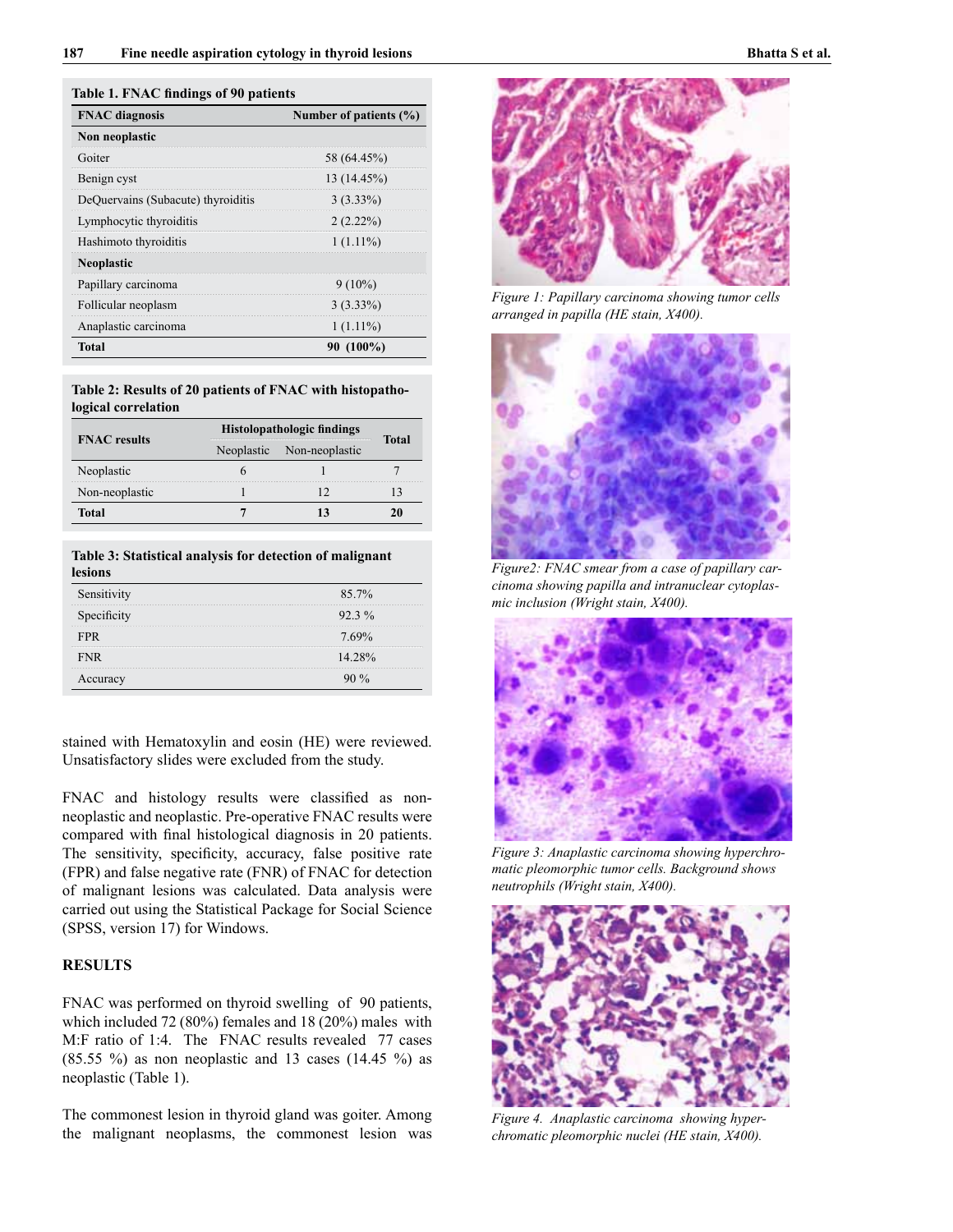**Table 1. FNAC findings of 90 patients**

| FNAC diagnosis | Number of patients (%) |
|---|---|
| **Non neoplastic** | |
| Goiter | 58 (64.45%) |
| Benign cyst | 13 (14.45%) |
| DeQuervains (Subacute) thyroiditis | 3 (3.33%) |
| Lymphocytic thyroiditis | 2 (2.22%) |
| Hashimoto thyroiditis | 1 (1.11%) |
| **Neoplastic** | |
| Papillary carcinoma | 9 (10%) |
| Follicular neoplasm | 3 (3.33%) |
| Anaplastic carcinoma | 1 (1.11%) |
| **Total** | **90 (100%)** |

**Table 2: Results of 20 patients of FNAC with histopathological correlation**

| FNAC results | Histopathologic findings | | Total |
|---|---|---|---|
| | Neoplastic | Non-neoplastic | |
| Neoplastic | 6 | 1 | 7 |
| Non-neoplastic | 1 | 12 | 13 |
| **Total** | **7** | **13** | **20** |

**Table 3: Statistical analysis for detection of malignant lesions**

| | |
|---|---|
| Sensitivity | 85.7% |
| Specificity | 92.3 % |
| FPR | 7.69% |
| FNR | 14.28% |
| Accuracy | 90 % |

stained with Hematoxylin and eosin (HE) were reviewed. Unsatisfactory slides were excluded from the study.

FNAC and histology results were classified as non-neoplastic and neoplastic. Pre-operative FNAC results were compared with final histological diagnosis in 20 patients. The sensitivity, specificity, accuracy, false positive rate (FPR) and false negative rate (FNR) of FNAC for detection of malignant lesions was calculated. Data analysis were carried out using the Statistical Package for Social Science (SPSS, version 17) for Windows.

## RESULTS

FNAC was performed on thyroid swelling of 90 patients, which included 72 (80%) females and 18 (20%) males with M:F ratio of 1:4. The FNAC results revealed 77 cases (85.55 %) as non neoplastic and 13 cases (14.45 %) as neoplastic (Table 1).

The commonest lesion in thyroid gland was goiter. Among the malignant neoplasms, the commonest lesion was

*Figure 1: Papillary carcinoma showing tumor cells arranged in papilla (HE stain, X400).*

*Figure2: FNAC smear from a case of papillary carcinoma showing papilla and intranuclear cytoplasmic inclusion (Wright stain, X400).*

*Figure 3: Anaplastic carcinoma showing hyperchromatic pleomorphic tumor cells. Background shows neutrophils (Wright stain, X400).*

*Figure 4. Anaplastic carcinoma showing hyperchromatic pleomorphic nuclei (HE stain, X400).*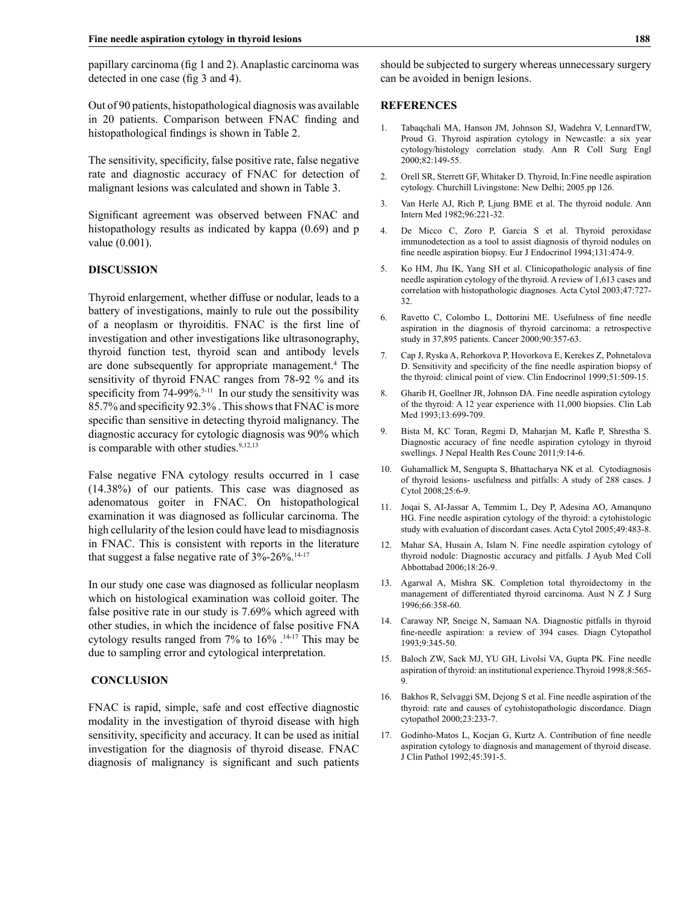papillary carcinoma (fig 1 and 2). Anaplastic carcinoma was detected in one case (fig 3 and 4).

Out of 90 patients, histopathological diagnosis was available in 20 patients. Comparison between FNAC finding and histopathological findings is shown in Table 2.

The sensitivity, specificity, false positive rate, false negative rate and diagnostic accuracy of FNAC for detection of malignant lesions was calculated and shown in Table 3.

Significant agreement was observed between FNAC and histopathology results as indicated by kappa (0.69) and p value (0.001).

## DISCUSSION

Thyroid enlargement, whether diffuse or nodular, leads to a battery of investigations, mainly to rule out the possibility of a neoplasm or thyroiditis. FNAC is the first line of investigation and other investigations like ultrasonography, thyroid function test, thyroid scan and antibody levels are done subsequently for appropriate management.[4] The sensitivity of thyroid FNAC ranges from 78-92 % and its specificity from 74-99%.[5-11] In our study the sensitivity was 85.7% and specificity 92.3% . This shows that FNAC is more specific than sensitive in detecting thyroid malignancy. The diagnostic accuracy for cytologic diagnosis was 90% which is comparable with other studies.[9,12,13]

False negative FNA cytology results occurred in 1 case (14.38%) of our patients. This case was diagnosed as adenomatous goiter in FNAC. On histopathological examination it was diagnosed as follicular carcinoma. The high cellularity of the lesion could have lead to misdiagnosis in FNAC. This is consistent with reports in the literature that suggest a false negative rate of 3%-26%.[14-17]

In our study one case was diagnosed as follicular neoplasm which on histological examination was colloid goiter. The false positive rate in our study is 7.69% which agreed with other studies, in which the incidence of false positive FNA cytology results ranged from 7% to 16% .[14-17] This may be due to sampling error and cytological interpretation.

## CONCLUSION

FNAC is rapid, simple, safe and cost effective diagnostic modality in the investigation of thyroid disease with high sensitivity, specificity and accuracy. It can be used as initial investigation for the diagnosis of thyroid disease. FNAC diagnosis of malignancy is significant and such patients should be subjected to surgery whereas unnecessary surgery can be avoided in benign lesions.

## REFERENCES

1. Tabaqchali MA, Hanson JM, Johnson SJ, Wadehra V, LennardTW, Proud G. Thyroid aspiration cytology in Newcastle: a six year cytology/histology correlation study. Ann R Coll Surg Engl 2000;82:149-55.
2. Orell SR, Sterrett GF, Whitaker D. Thyroid, In:Fine needle aspiration cytology. Churchill Livingstone: New Delhi; 2005.pp 126.
3. Van Herle AJ, Rich P, Ljung BME et al. The thyroid nodule. Ann Intern Med 1982;96:221-32.
4. De Micco C, Zoro P, Garcia S et al. Thyroid peroxidase immunodetection as a tool to assist diagnosis of thyroid nodules on fine needle aspiration biopsy. Eur J Endocrinol 1994;131:474-9.
5. Ko HM, Jhu IK, Yang SH et al. Clinicopathologic analysis of fine needle aspiration cytology of the thyroid. A review of 1,613 cases and correlation with histopathologic diagnoses. Acta Cytol 2003;47:727-32.
6. Ravetto C, Colombo L, Dottorini ME. Usefulness of fine needle aspiration in the diagnosis of thyroid carcinoma: a retrospective study in 37,895 patients. Cancer 2000;90:357-63.
7. Cap J, Ryska A, Rehorkova P, Hovorkova E, Kerekes Z, Pohnetalova D. Sensitivity and specificity of the fine needle aspiration biopsy of the thyroid: clinical point of view. Clin Endocrinol 1999;51:509-15.
8. Gharib H, Goellner JR, Johnson DA. Fine needle aspiration cytology of the thyroid: A 12 year experience with 11,000 biopsies. Clin Lab Med 1993;13:699-709.
9. Bista M, KC Toran, Regmi D, Maharjan M, Kafle P, Shrestha S. Diagnostic accuracy of fine needle aspiration cytology in thyroid swellings. J Nepal Health Res Counc 2011;9:14-6.
10. Guhamallick M, Sengupta S, Bhattacharya NK et al. Cytodiagnosis of thyroid lesions- usefulness and pitfalls: A study of 288 cases. J Cytol 2008;25:6-9.
11. Joqai S, AI-Jassar A, Temmim L, Dey P, Adesina AO, Amanquno HG. Fine needle aspiration cytology of the thyroid: a cytohistologic study with evaluation of discordant cases. Acta Cytol 2005;49:483-8.
12. Mahar SA, Husain A, Islam N. Fine needle aspiration cytology of thyroid nodule: Diagnostic accuracy and pitfalls. J Ayub Med Coll Abbottabad 2006;18:26-9.
13. Agarwal A, Mishra SK. Completion total thyroidectomy in the management of differentiated thyroid carcinoma. Aust N Z J Surg 1996;66:358-60.
14. Caraway NP, Sneige N, Samaan NA. Diagnostic pitfalls in thyroid fine-needle aspiration: a review of 394 cases. Diagn Cytopathol 1993;9:345-50.
15. Baloch ZW, Sack MJ, YU GH, Livolsi VA, Gupta PK. Fine needle aspiration of thyroid: an institutional experience.Thyroid 1998;8:565-9.
16. Bakhos R, Selvaggi SM, Dejong S et al. Fine needle aspiration of the thyroid: rate and causes of cytohistopathologic discordance. Diagn cytopathol 2000;23:233-7.
17. Godinho-Matos L, Kocjan G, Kurtz A. Contribution of fine needle aspiration cytology to diagnosis and management of thyroid disease. J Clin Pathol 1992;45:391-5.